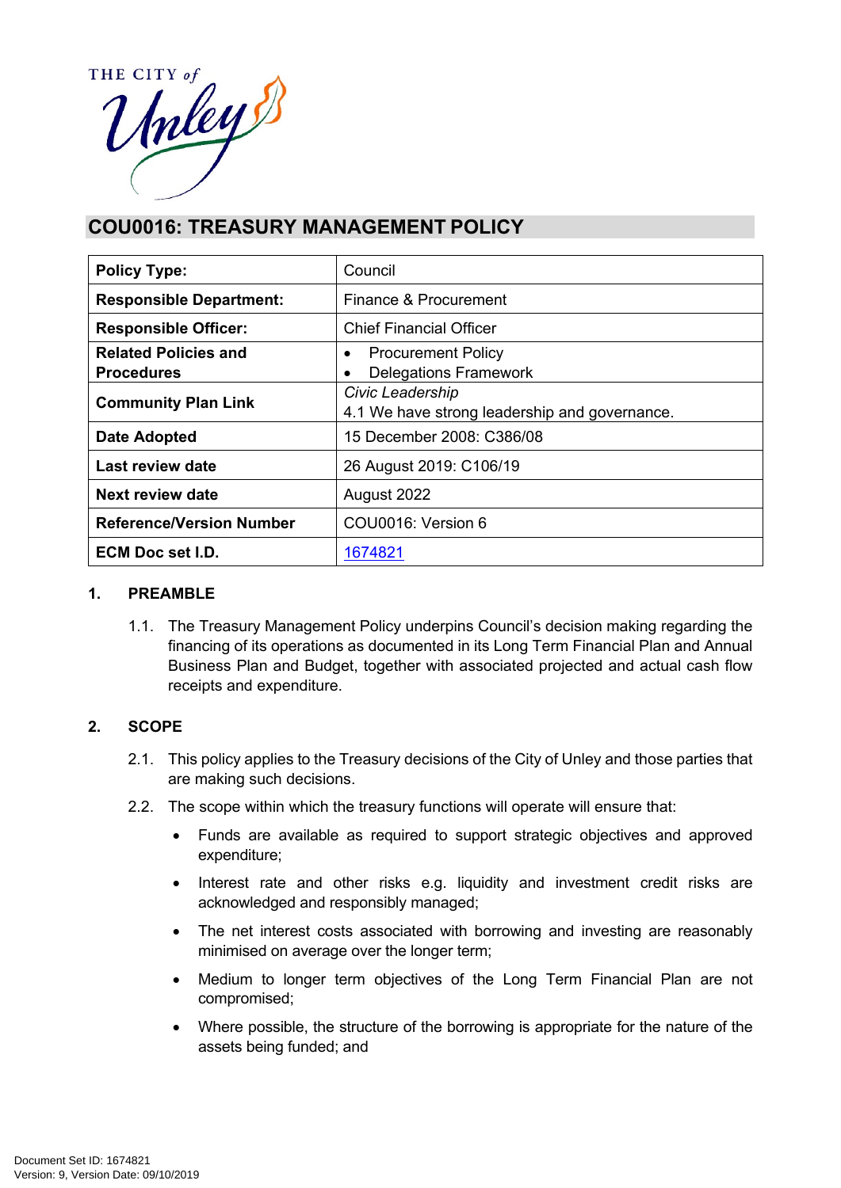THE CITY of Unley

# COU0016: TREASURY MANAGEMENT POLICY

| Policy Type: | Council |
|---|---|
| **Responsible Department:** | Finance & Procurement |
| **Responsible Officer:** | Chief Financial Officer |
| **Related Policies and Procedures** | • Procurement Policy<br>• Delegations Framework |
| **Community Plan Link** | *Civic Leadership*<br>4.1 We have strong leadership and governance. |
| **Date Adopted** | 15 December 2008: C386/08 |
| **Last review date** | 26 August 2019: C106/19 |
| **Next review date** | August 2022 |
| **Reference/Version Number** | COU0016: Version 6 |
| **ECM Doc set I.D.** | 1674821 |

## 1. PREAMBLE

1.1. The Treasury Management Policy underpins Council's decision making regarding the financing of its operations as documented in its Long Term Financial Plan and Annual Business Plan and Budget, together with associated projected and actual cash flow receipts and expenditure.

## 2. SCOPE

2.1. This policy applies to the Treasury decisions of the City of Unley and those parties that are making such decisions.

2.2. The scope within which the treasury functions will operate will ensure that:

- Funds are available as required to support strategic objectives and approved expenditure;
- Interest rate and other risks e.g. liquidity and investment credit risks are acknowledged and responsibly managed;
- The net interest costs associated with borrowing and investing are reasonably minimised on average over the longer term;
- Medium to longer term objectives of the Long Term Financial Plan are not compromised;
- Where possible, the structure of the borrowing is appropriate for the nature of the assets being funded; and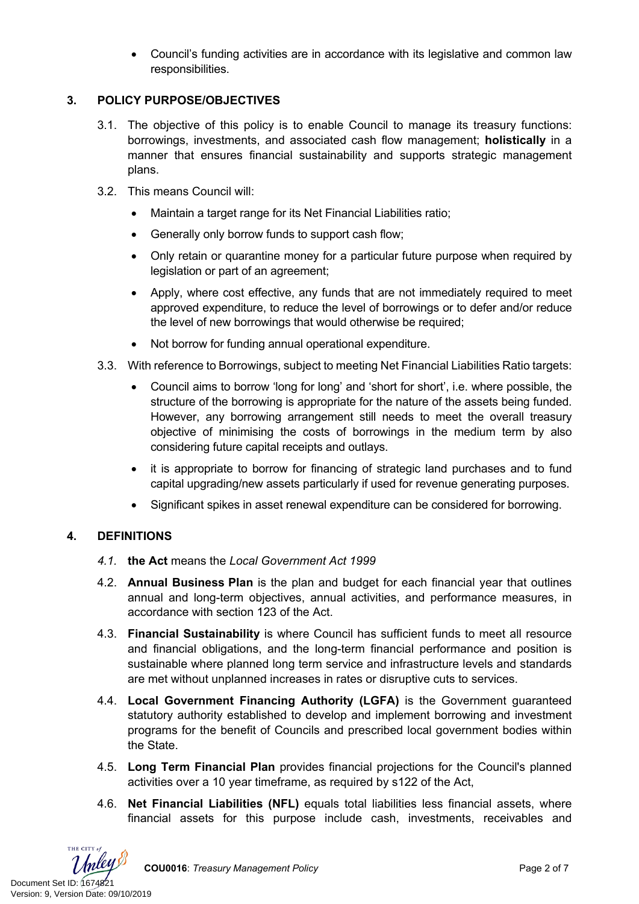- Council's funding activities are in accordance with its legislative and common law responsibilities.

## 3. POLICY PURPOSE/OBJECTIVES

3.1. The objective of this policy is to enable Council to manage its treasury functions: borrowings, investments, and associated cash flow management; **holistically** in a manner that ensures financial sustainability and supports strategic management plans.

3.2. This means Council will:

- Maintain a target range for its Net Financial Liabilities ratio;
- Generally only borrow funds to support cash flow;
- Only retain or quarantine money for a particular future purpose when required by legislation or part of an agreement;
- Apply, where cost effective, any funds that are not immediately required to meet approved expenditure, to reduce the level of borrowings or to defer and/or reduce the level of new borrowings that would otherwise be required;
- Not borrow for funding annual operational expenditure.

3.3. With reference to Borrowings, subject to meeting Net Financial Liabilities Ratio targets:

- Council aims to borrow 'long for long' and 'short for short', i.e. where possible, the structure of the borrowing is appropriate for the nature of the assets being funded. However, any borrowing arrangement still needs to meet the overall treasury objective of minimising the costs of borrowings in the medium term by also considering future capital receipts and outlays.
- it is appropriate to borrow for financing of strategic land purchases and to fund capital upgrading/new assets particularly if used for revenue generating purposes.
- Significant spikes in asset renewal expenditure can be considered for borrowing.

## 4. DEFINITIONS

*4.1.* **the Act** means the *Local Government Act 1999*

4.2. **Annual Business Plan** is the plan and budget for each financial year that outlines annual and long-term objectives, annual activities, and performance measures, in accordance with section 123 of the Act.

4.3. **Financial Sustainability** is where Council has sufficient funds to meet all resource and financial obligations, and the long-term financial performance and position is sustainable where planned long term service and infrastructure levels and standards are met without unplanned increases in rates or disruptive cuts to services.

4.4. **Local Government Financing Authority (LGFA)** is the Government guaranteed statutory authority established to develop and implement borrowing and investment programs for the benefit of Councils and prescribed local government bodies within the State.

4.5. **Long Term Financial Plan** provides financial projections for the Council's planned activities over a 10 year timeframe, as required by s122 of the Act,

4.6. **Net Financial Liabilities (NFL)** equals total liabilities less financial assets, where financial assets for this purpose include cash, investments, receivables and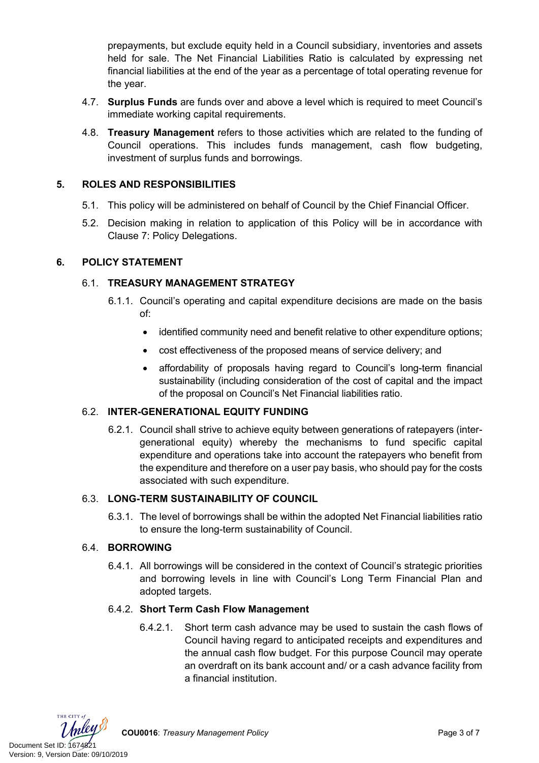prepayments, but exclude equity held in a Council subsidiary, inventories and assets held for sale. The Net Financial Liabilities Ratio is calculated by expressing net financial liabilities at the end of the year as a percentage of total operating revenue for the year.

4.7. **Surplus Funds** are funds over and above a level which is required to meet Council's immediate working capital requirements.

4.8. **Treasury Management** refers to those activities which are related to the funding of Council operations. This includes funds management, cash flow budgeting, investment of surplus funds and borrowings.

## 5. ROLES AND RESPONSIBILITIES

5.1. This policy will be administered on behalf of Council by the Chief Financial Officer.

5.2. Decision making in relation to application of this Policy will be in accordance with Clause 7: Policy Delegations.

## 6. POLICY STATEMENT

### 6.1. TREASURY MANAGEMENT STRATEGY

6.1.1. Council's operating and capital expenditure decisions are made on the basis of:

- identified community need and benefit relative to other expenditure options;
- cost effectiveness of the proposed means of service delivery; and
- affordability of proposals having regard to Council's long-term financial sustainability (including consideration of the cost of capital and the impact of the proposal on Council's Net Financial liabilities ratio.

### 6.2. INTER-GENERATIONAL EQUITY FUNDING

6.2.1. Council shall strive to achieve equity between generations of ratepayers (inter-generational equity) whereby the mechanisms to fund specific capital expenditure and operations take into account the ratepayers who benefit from the expenditure and therefore on a user pay basis, who should pay for the costs associated with such expenditure.

### 6.3. LONG-TERM SUSTAINABILITY OF COUNCIL

6.3.1. The level of borrowings shall be within the adopted Net Financial liabilities ratio to ensure the long-term sustainability of Council.

### 6.4. BORROWING

6.4.1. All borrowings will be considered in the context of Council's strategic priorities and borrowing levels in line with Council's Long Term Financial Plan and adopted targets.

#### 6.4.2. Short Term Cash Flow Management

6.4.2.1. Short term cash advance may be used to sustain the cash flows of Council having regard to anticipated receipts and expenditures and the annual cash flow budget. For this purpose Council may operate an overdraft on its bank account and/ or a cash advance facility from a financial institution.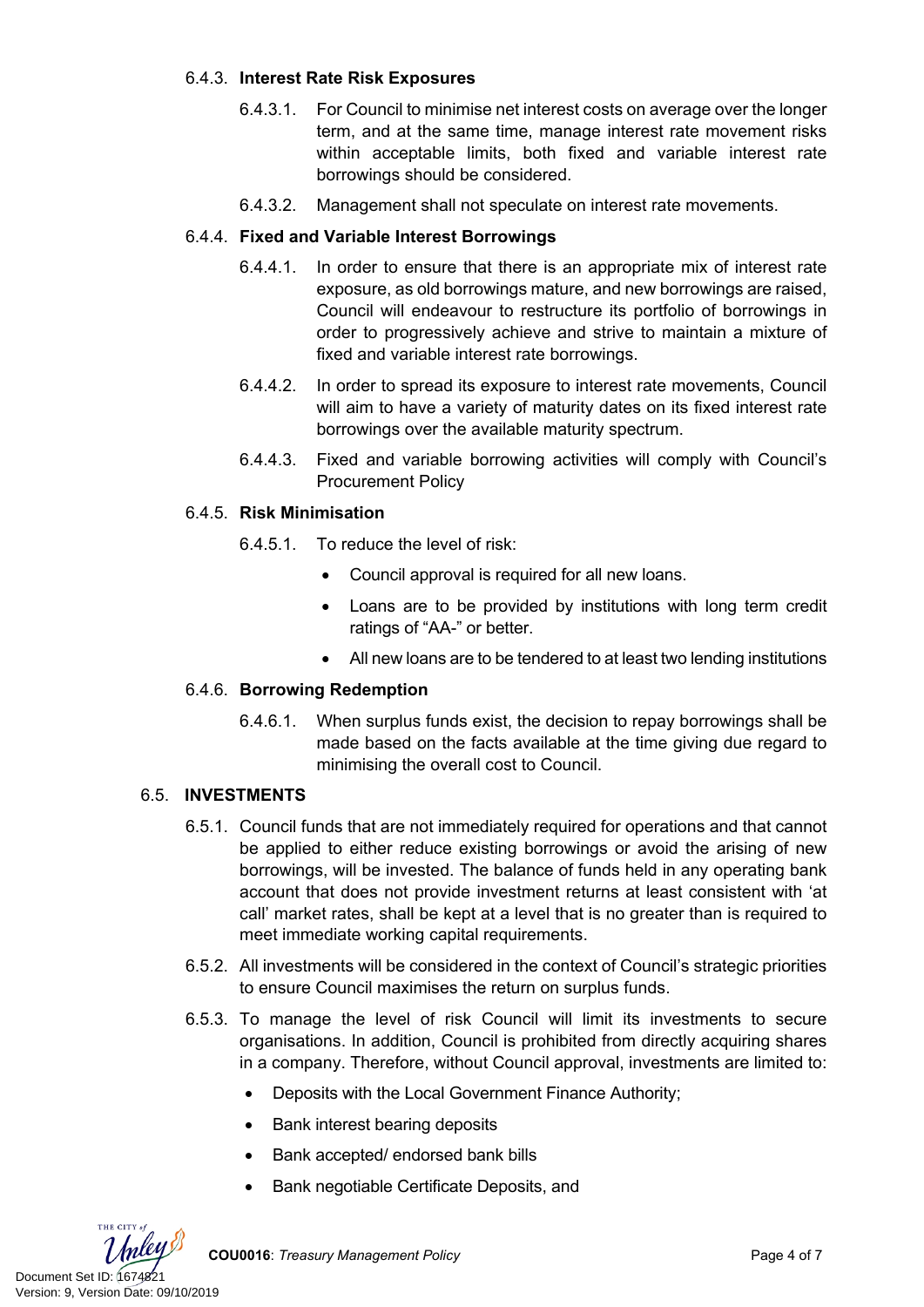#### 6.4.3. **Interest Rate Risk Exposures**

6.4.3.1. For Council to minimise net interest costs on average over the longer term, and at the same time, manage interest rate movement risks within acceptable limits, both fixed and variable interest rate borrowings should be considered.

6.4.3.2. Management shall not speculate on interest rate movements.

#### 6.4.4. **Fixed and Variable Interest Borrowings**

6.4.4.1. In order to ensure that there is an appropriate mix of interest rate exposure, as old borrowings mature, and new borrowings are raised, Council will endeavour to restructure its portfolio of borrowings in order to progressively achieve and strive to maintain a mixture of fixed and variable interest rate borrowings.

6.4.4.2. In order to spread its exposure to interest rate movements, Council will aim to have a variety of maturity dates on its fixed interest rate borrowings over the available maturity spectrum.

6.4.4.3. Fixed and variable borrowing activities will comply with Council's Procurement Policy

#### 6.4.5. **Risk Minimisation**

6.4.5.1. To reduce the level of risk:

- Council approval is required for all new loans.
- Loans are to be provided by institutions with long term credit ratings of "AA-" or better.
- All new loans are to be tendered to at least two lending institutions

#### 6.4.6. **Borrowing Redemption**

6.4.6.1. When surplus funds exist, the decision to repay borrowings shall be made based on the facts available at the time giving due regard to minimising the overall cost to Council.

### 6.5. **INVESTMENTS**

6.5.1. Council funds that are not immediately required for operations and that cannot be applied to either reduce existing borrowings or avoid the arising of new borrowings, will be invested. The balance of funds held in any operating bank account that does not provide investment returns at least consistent with 'at call' market rates, shall be kept at a level that is no greater than is required to meet immediate working capital requirements.

6.5.2. All investments will be considered in the context of Council's strategic priorities to ensure Council maximises the return on surplus funds.

6.5.3. To manage the level of risk Council will limit its investments to secure organisations. In addition, Council is prohibited from directly acquiring shares in a company. Therefore, without Council approval, investments are limited to:

- Deposits with the Local Government Finance Authority;
- Bank interest bearing deposits
- Bank accepted/ endorsed bank bills
- Bank negotiable Certificate Deposits, and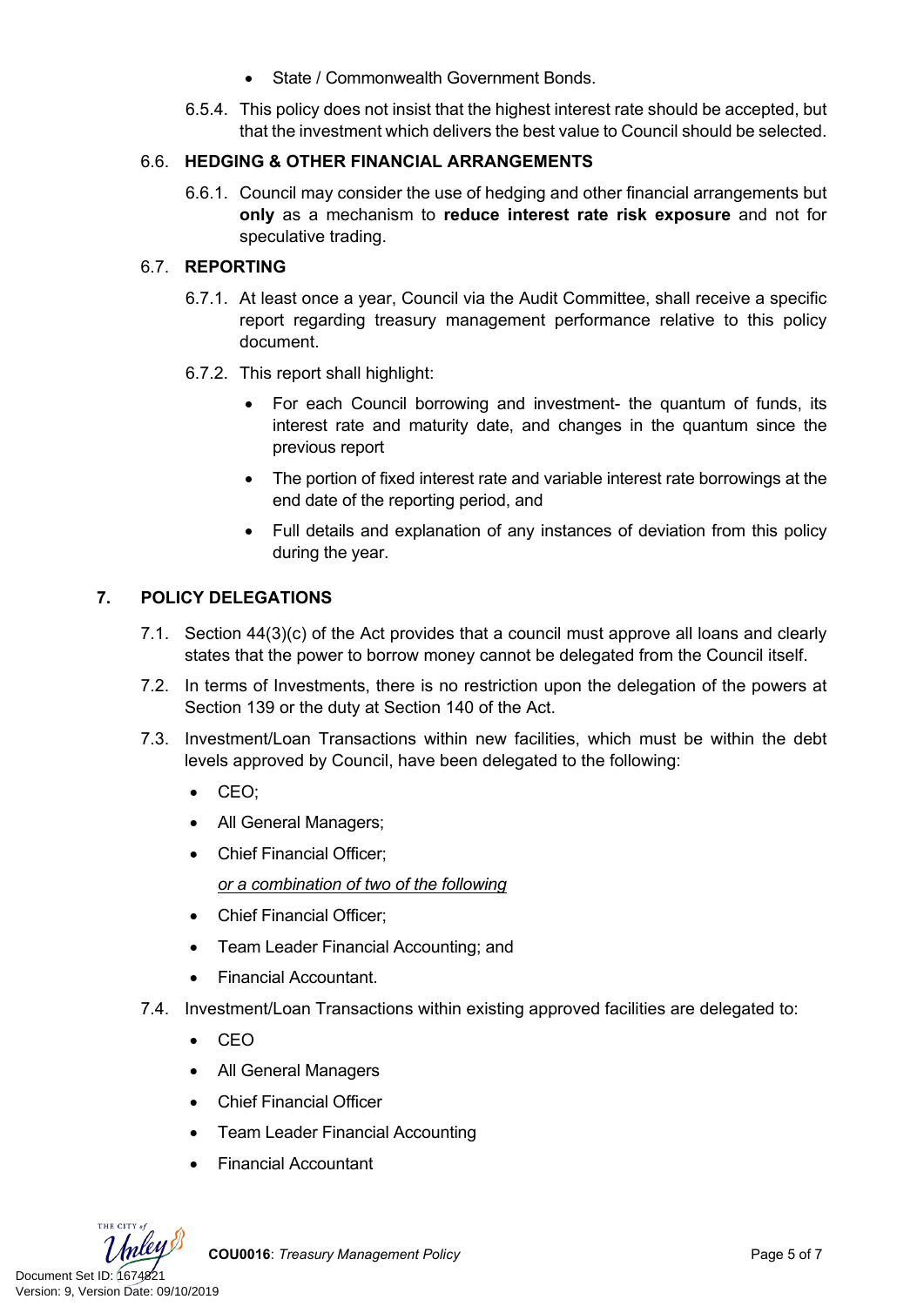- State / Commonwealth Government Bonds.

6.5.4. This policy does not insist that the highest interest rate should be accepted, but that the investment which delivers the best value to Council should be selected.

### 6.6. HEDGING & OTHER FINANCIAL ARRANGEMENTS

6.6.1. Council may consider the use of hedging and other financial arrangements but **only** as a mechanism to **reduce interest rate risk exposure** and not for speculative trading.

### 6.7. REPORTING

6.7.1. At least once a year, Council via the Audit Committee, shall receive a specific report regarding treasury management performance relative to this policy document.

6.7.2. This report shall highlight:

- For each Council borrowing and investment- the quantum of funds, its interest rate and maturity date, and changes in the quantum since the previous report
- The portion of fixed interest rate and variable interest rate borrowings at the end date of the reporting period, and
- Full details and explanation of any instances of deviation from this policy during the year.

## 7. POLICY DELEGATIONS

7.1. Section 44(3)(c) of the Act provides that a council must approve all loans and clearly states that the power to borrow money cannot be delegated from the Council itself.

7.2. In terms of Investments, there is no restriction upon the delegation of the powers at Section 139 or the duty at Section 140 of the Act.

7.3. Investment/Loan Transactions within new facilities, which must be within the debt levels approved by Council, have been delegated to the following:

- CEO;
- All General Managers;
- Chief Financial Officer;

  *or a combination of two of the following*

- Chief Financial Officer;
- Team Leader Financial Accounting; and
- Financial Accountant.

7.4. Investment/Loan Transactions within existing approved facilities are delegated to:

- CEO
- All General Managers
- Chief Financial Officer
- Team Leader Financial Accounting
- Financial Accountant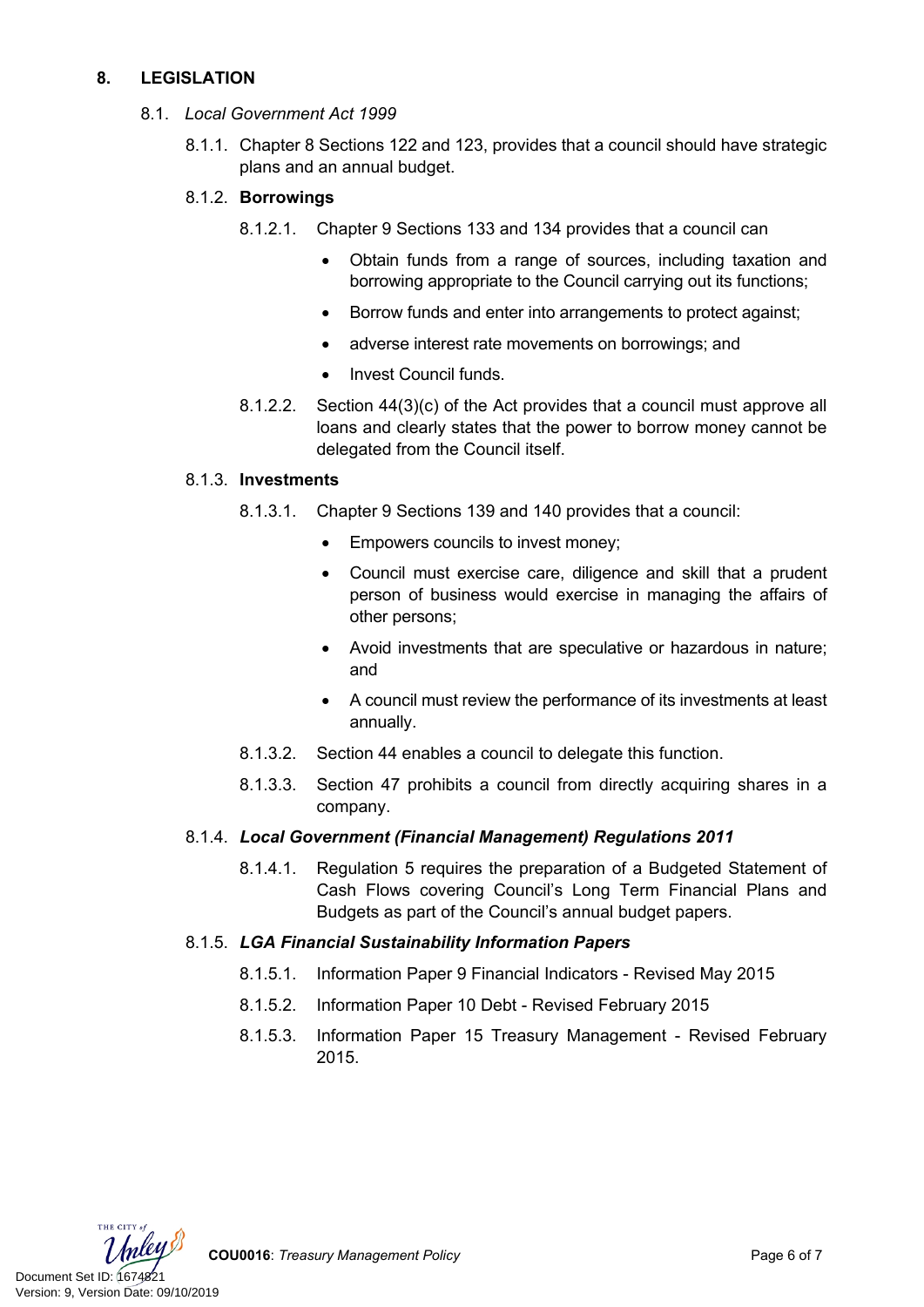## 8. LEGISLATION

8.1. *Local Government Act 1999*

8.1.1. Chapter 8 Sections 122 and 123, provides that a council should have strategic plans and an annual budget.

8.1.2. **Borrowings**

8.1.2.1. Chapter 9 Sections 133 and 134 provides that a council can

- Obtain funds from a range of sources, including taxation and borrowing appropriate to the Council carrying out its functions;
- Borrow funds and enter into arrangements to protect against;
- adverse interest rate movements on borrowings; and
- Invest Council funds.

8.1.2.2. Section 44(3)(c) of the Act provides that a council must approve all loans and clearly states that the power to borrow money cannot be delegated from the Council itself.

8.1.3. **Investments**

8.1.3.1. Chapter 9 Sections 139 and 140 provides that a council:

- Empowers councils to invest money;
- Council must exercise care, diligence and skill that a prudent person of business would exercise in managing the affairs of other persons;
- Avoid investments that are speculative or hazardous in nature; and
- A council must review the performance of its investments at least annually.

8.1.3.2. Section 44 enables a council to delegate this function.

8.1.3.3. Section 47 prohibits a council from directly acquiring shares in a company.

8.1.4. ***Local Government (Financial Management) Regulations 2011***

8.1.4.1. Regulation 5 requires the preparation of a Budgeted Statement of Cash Flows covering Council's Long Term Financial Plans and Budgets as part of the Council's annual budget papers.

8.1.5. ***LGA Financial Sustainability Information Papers***

8.1.5.1. Information Paper 9 Financial Indicators - Revised May 2015

8.1.5.2. Information Paper 10 Debt - Revised February 2015

8.1.5.3. Information Paper 15 Treasury Management - Revised February 2015.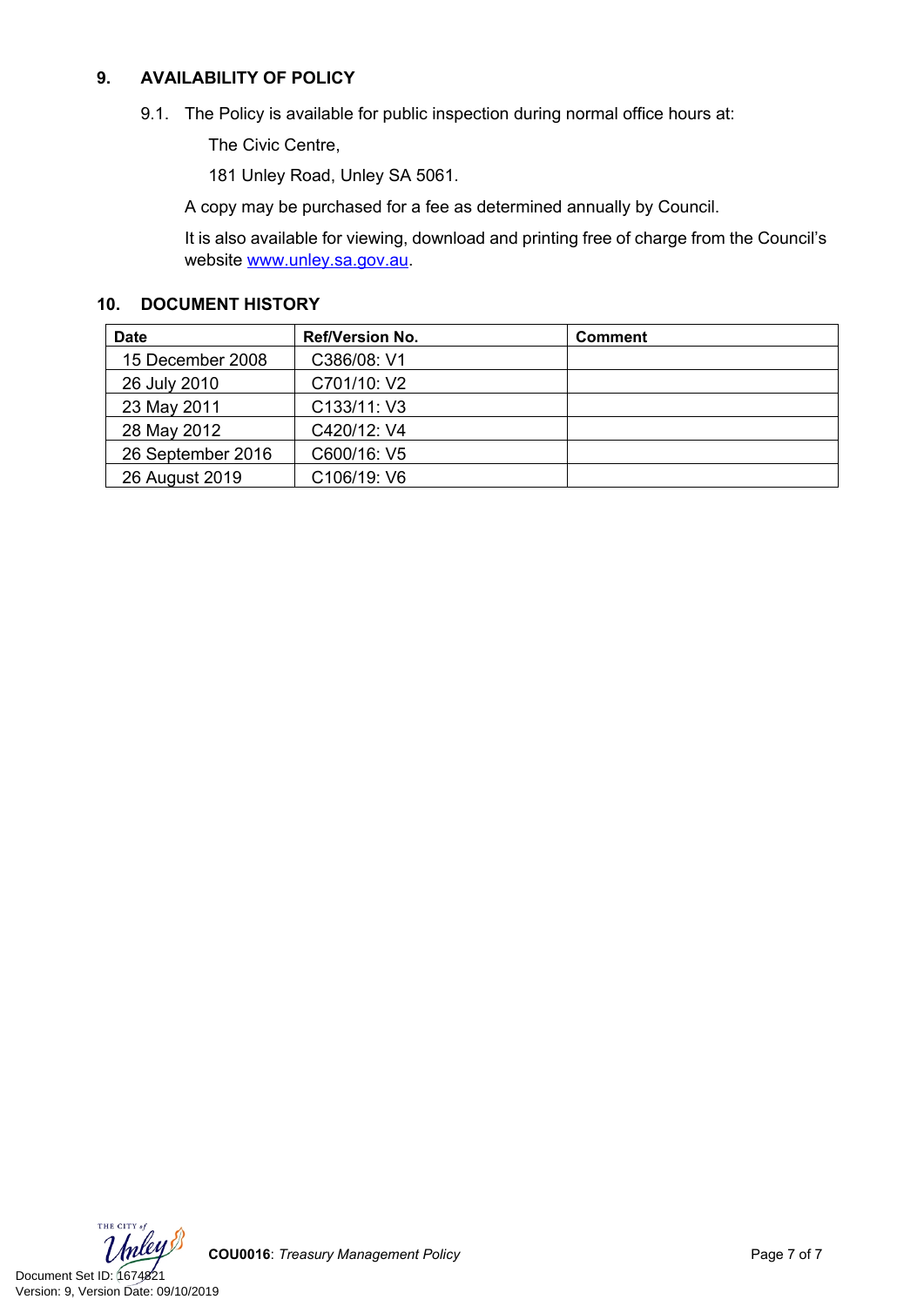## 9. AVAILABILITY OF POLICY

9.1. The Policy is available for public inspection during normal office hours at:

The Civic Centre,

181 Unley Road, Unley SA 5061.

A copy may be purchased for a fee as determined annually by Council.

It is also available for viewing, download and printing free of charge from the Council's website www.unley.sa.gov.au.

## 10. DOCUMENT HISTORY

| Date | Ref/Version No. | Comment |
|---|---|---|
| 15 December 2008 | C386/08: V1 | |
| 26 July 2010 | C701/10: V2 | |
| 23 May 2011 | C133/11: V3 | |
| 28 May 2012 | C420/12: V4 | |
| 26 September 2016 | C600/16: V5 | |
| 26 August 2019 | C106/19: V6 | |